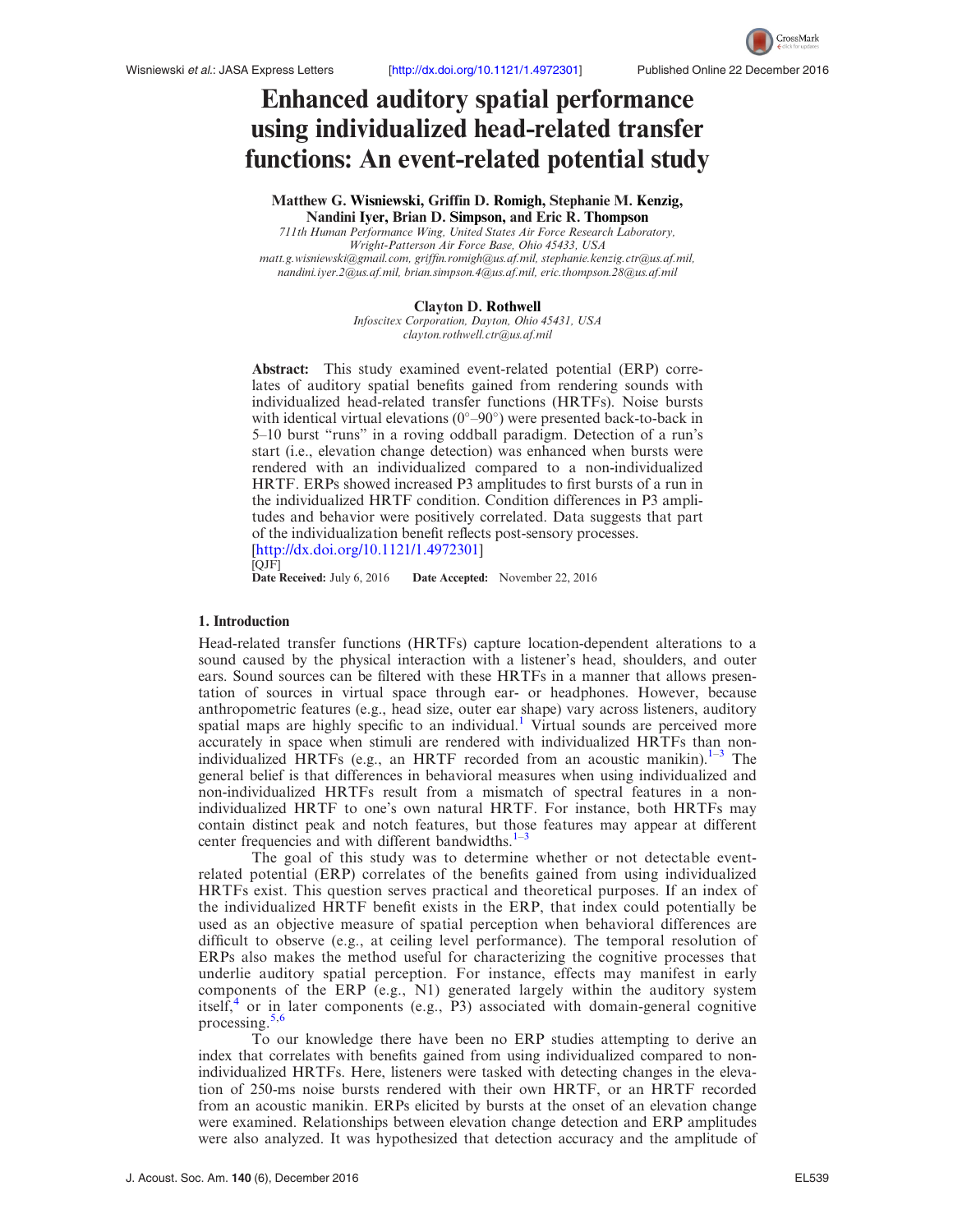# Enhanced auditory spatial performance using individualized head-related transfer functions: An event-related potential study

**Matthew G. Wisniewski, Griffin D. Romigh, Stephanie M. Kenzig, Nandini Iyer, Brian D. Simpson, and Eric R. Thompson**

*711th Human Performance Wing, United States Air Force Research Laboratory, Wright-Patterson Air Force Base, Ohio 45433, USA*
*matt.g.wisniewski@gmail.com, griffin.romigh@us.af.mil, stephanie.kenzig.ctr@us.af.mil, nandini.iyer.2@us.af.mil, brian.simpson.4@us.af.mil, eric.thompson.28@us.af.mil*

**Clayton D. Rothwell**

*Infoscitex Corporation, Dayton, Ohio 45431, USA*
*clayton.rothwell.ctr@us.af.mil*

**Abstract:** This study examined event-related potential (ERP) correlates of auditory spatial benefits gained from rendering sounds with individualized head-related transfer functions (HRTFs). Noise bursts with identical virtual elevations (0°–90°) were presented back-to-back in 5–10 burst "runs" in a roving oddball paradigm. Detection of a run's start (i.e., elevation change detection) was enhanced when bursts were rendered with an individualized compared to a non-individualized HRTF. ERPs showed increased P3 amplitudes to first bursts of a run in the individualized HRTF condition. Condition differences in P3 amplitudes and behavior were positively correlated. Data suggests that part of the individualization benefit reflects post-sensory processes.
[http://dx.doi.org/10.1121/1.4972301]
[QJF]
**Date Received:** July 6, 2016 **Date Accepted:** November 22, 2016

## 1. Introduction

Head-related transfer functions (HRTFs) capture location-dependent alterations to a sound caused by the physical interaction with a listener's head, shoulders, and outer ears. Sound sources can be filtered with these HRTFs in a manner that allows presentation of sources in virtual space through ear- or headphones. However, because anthropometric features (e.g., head size, outer ear shape) vary across listeners, auditory spatial maps are highly specific to an individual.[1] Virtual sounds are perceived more accurately in space when stimuli are rendered with individualized HRTFs than non-individualized HRTFs (e.g., an HRTF recorded from an acoustic manikin).[1–3] The general belief is that differences in behavioral measures when using individualized and non-individualized HRTFs result from a mismatch of spectral features in a non-individualized HRTF to one's own natural HRTF. For instance, both HRTFs may contain distinct peak and notch features, but those features may appear at different center frequencies and with different bandwidths.[1–3]

The goal of this study was to determine whether or not detectable event-related potential (ERP) correlates of the benefits gained from using individualized HRTFs exist. This question serves practical and theoretical purposes. If an index of the individualized HRTF benefit exists in the ERP, that index could potentially be used as an objective measure of spatial perception when behavioral differences are difficult to observe (e.g., at ceiling level performance). The temporal resolution of ERPs also makes the method useful for characterizing the cognitive processes that underlie auditory spatial perception. For instance, effects may manifest in early components of the ERP (e.g., N1) generated largely within the auditory system itself,[4] or in later components (e.g., P3) associated with domain-general cognitive processing.[5,6]

To our knowledge there have been no ERP studies attempting to derive an index that correlates with benefits gained from using individualized compared to non-individualized HRTFs. Here, listeners were tasked with detecting changes in the elevation of 250-ms noise bursts rendered with their own HRTF, or an HRTF recorded from an acoustic manikin. ERPs elicited by bursts at the onset of an elevation change were examined. Relationships between elevation change detection and ERP amplitudes were also analyzed. It was hypothesized that detection accuracy and the amplitude of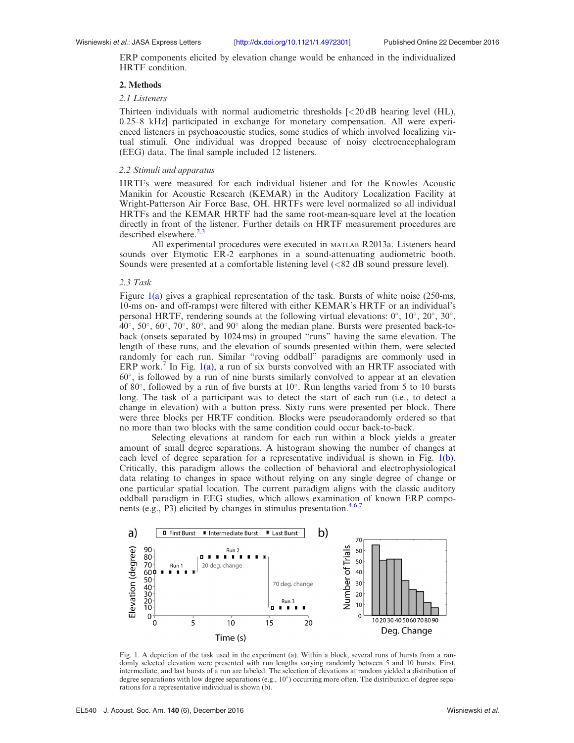ERP components elicited by elevation change would be enhanced in the individualized HRTF condition.

## 2. Methods

### 2.1 Listeners

Thirteen individuals with normal audiometric thresholds [<20 dB hearing level (HL), 0.25–8 kHz] participated in exchange for monetary compensation. All were experienced listeners in psychoacoustic studies, some studies of which involved localizing virtual stimuli. One individual was dropped because of noisy electroencephalogram (EEG) data. The final sample included 12 listeners.

### 2.2 Stimuli and apparatus

HRTFs were measured for each individual listener and for the Knowles Acoustic Manikin for Acoustic Research (KEMAR) in the Auditory Localization Facility at Wright-Patterson Air Force Base, OH. HRTFs were level normalized so all individual HRTFs and the KEMAR HRTF had the same root-mean-square level at the location directly in front of the listener. Further details on HRTF measurement procedures are described elsewhere.[2,3]

All experimental procedures were executed in MATLAB R2013a. Listeners heard sounds over Etymotic ER-2 earphones in a sound-attenuating audiometric booth. Sounds were presented at a comfortable listening level (<82 dB sound pressure level).

### 2.3 Task

Figure 1(a) gives a graphical representation of the task. Bursts of white noise (250-ms, 10-ms on- and off-ramps) were filtered with either KEMAR's HRTF or an individual's personal HRTF, rendering sounds at the following virtual elevations: 0°, 10°, 20°, 30°, 40°, 50°, 60°, 70°, 80°, and 90° along the median plane. Bursts were presented back-to-back (onsets separated by 1024 ms) in grouped "runs" having the same elevation. The length of these runs, and the elevation of sounds presented within them, were selected randomly for each run. Similar "roving oddball" paradigms are commonly used in ERP work.[7] In Fig. 1(a), a run of six bursts convolved with an HRTF associated with 60°, is followed by a run of nine bursts similarly convolved to appear at an elevation of 80°, followed by a run of five bursts at 10°. Run lengths varied from 5 to 10 bursts long. The task of a participant was to detect the start of each run (i.e., to detect a change in elevation) with a button press. Sixty runs were presented per block. There were three blocks per HRTF condition. Blocks were pseudorandomly ordered so that no more than two blocks with the same condition could occur back-to-back.

Selecting elevations at random for each run within a block yields a greater amount of small degree separations. A histogram showing the number of changes at each level of degree separation for a representative individual is shown in Fig. 1(b). Critically, this paradigm allows the collection of behavioral and electrophysiological data relating to changes in space without relying on any single degree of change or one particular spatial location. The current paradigm aligns with the classic auditory oddball paradigm in EEG studies, which allows examination of known ERP components (e.g., P3) elicited by changes in stimulus presentation.[4,6,7]

Fig. 1. A depiction of the task used in the experiment (a). Within a block, several runs of bursts from a randomly selected elevation were presented with run lengths varying randomly between 5 and 10 bursts. First, intermediate, and last bursts of a run are labeled. The selection of elevations at random yielded a distribution of degree separations with low degree separations (e.g., 10°) occurring more often. The distribution of degree separations for a representative individual is shown (b).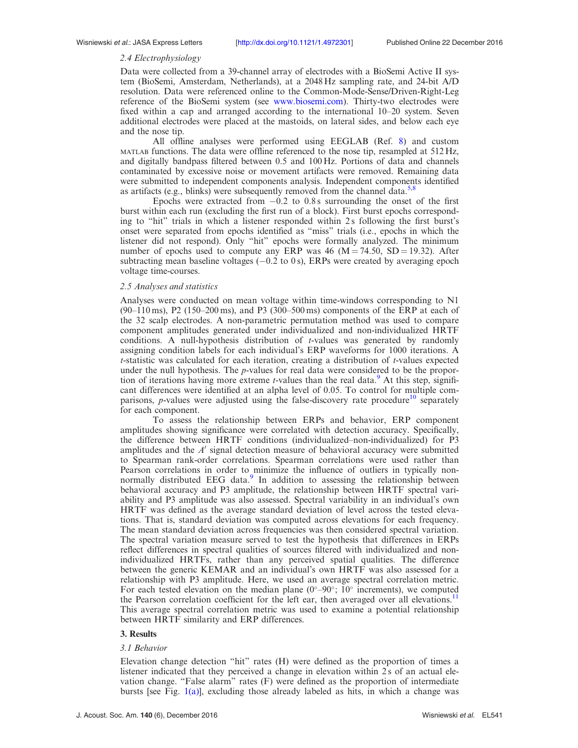### 2.4 Electrophysiology

Data were collected from a 39-channel array of electrodes with a BioSemi Active II system (BioSemi, Amsterdam, Netherlands), at a 2048 Hz sampling rate, and 24-bit A/D resolution. Data were referenced online to the Common-Mode-Sense/Driven-Right-Leg reference of the BioSemi system (see www.biosemi.com). Thirty-two electrodes were fixed within a cap and arranged according to the international 10–20 system. Seven additional electrodes were placed at the mastoids, on lateral sides, and below each eye and the nose tip.

All offline analyses were performed using EEGLAB (Ref. 8) and custom MATLAB functions. The data were offline referenced to the nose tip, resampled at 512 Hz, and digitally bandpass filtered between 0.5 and 100 Hz. Portions of data and channels contaminated by excessive noise or movement artifacts were removed. Remaining data were submitted to independent components analysis. Independent components identified as artifacts (e.g., blinks) were subsequently removed from the channel data.[5,8]

Epochs were extracted from −0.2 to 0.8 s surrounding the onset of the first burst within each run (excluding the first run of a block). First burst epochs corresponding to "hit" trials in which a listener responded within 2 s following the first burst's onset were separated from epochs identified as "miss" trials (i.e., epochs in which the listener did not respond). Only "hit" epochs were formally analyzed. The minimum number of epochs used to compute any ERP was 46 ($M = 74.50$, $SD = 19.32$). After subtracting mean baseline voltages (−0.2 to 0 s), ERPs were created by averaging epoch voltage time-courses.

### 2.5 Analyses and statistics

Analyses were conducted on mean voltage within time-windows corresponding to N1 (90–110 ms), P2 (150–200 ms), and P3 (300–500 ms) components of the ERP at each of the 32 scalp electrodes. A non-parametric permutation method was used to compare component amplitudes generated under individualized and non-individualized HRTF conditions. A null-hypothesis distribution of $t$-values was generated by randomly assigning condition labels for each individual's ERP waveforms for 1000 iterations. A $t$-statistic was calculated for each iteration, creating a distribution of $t$-values expected under the null hypothesis. The $p$-values for real data were considered to be the proportion of iterations having more extreme $t$-values than the real data.[9] At this step, significant differences were identified at an alpha level of 0.05. To control for multiple comparisons, $p$-values were adjusted using the false-discovery rate procedure[10] separately for each component.

To assess the relationship between ERPs and behavior, ERP component amplitudes showing significance were correlated with detection accuracy. Specifically, the difference between HRTF conditions (individualized–non-individualized) for P3 amplitudes and the $A'$ signal detection measure of behavioral accuracy were submitted to Spearman rank-order correlations. Spearman correlations were used rather than Pearson correlations in order to minimize the influence of outliers in typically non-normally distributed EEG data.[9] In addition to assessing the relationship between behavioral accuracy and P3 amplitude, the relationship between HRTF spectral variability and P3 amplitude was also assessed. Spectral variability in an individual's own HRTF was defined as the average standard deviation of level across the tested elevations. That is, standard deviation was computed across elevations for each frequency. The mean standard deviation across frequencies was then considered spectral variation. The spectral variation measure served to test the hypothesis that differences in ERPs reflect differences in spectral qualities of sources filtered with individualized and non-individualized HRTFs, rather than any perceived spatial qualities. The difference between the generic KEMAR and an individual's own HRTF was also assessed for a relationship with P3 amplitude. Here, we used an average spectral correlation metric. For each tested elevation on the median plane (0°–90°; 10° increments), we computed the Pearson correlation coefficient for the left ear, then averaged over all elevations.[11] This average spectral correlation metric was used to examine a potential relationship between HRTF similarity and ERP differences.

## 3. Results

### 3.1 Behavior

Elevation change detection "hit" rates (H) were defined as the proportion of times a listener indicated that they perceived a change in elevation within 2 s of an actual elevation change. "False alarm" rates (F) were defined as the proportion of intermediate bursts [see Fig. 1(a)], excluding those already labeled as hits, in which a change was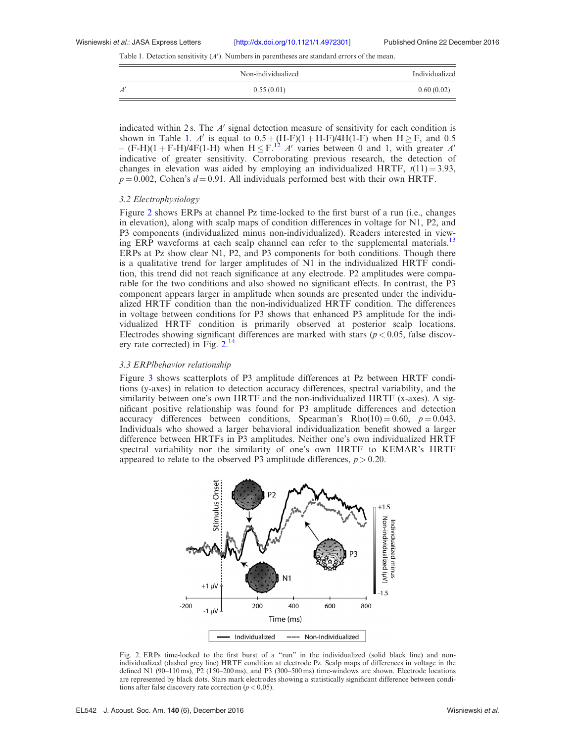Table 1. Detection sensitivity ($A'$). Numbers in parentheses are standard errors of the mean.

| | Non-individualized | Individualized |
|---|---|---|
| $A'$ | 0.55 (0.01) | 0.60 (0.02) |

indicated within 2 s. The $A'$ signal detection measure of sensitivity for each condition is shown in Table 1. $A'$ is equal to $0.5 + (\text{H-F})(1 + \text{H-F})/4\text{H}(1\text{-F})$ when $\text{H} \geq \text{F}$, and $0.5 - (\text{F-H})(1 + \text{F-H})/4\text{F}(1\text{-H})$ when $\text{H} \leq \text{F}$.[12] $A'$ varies between 0 and 1, with greater $A'$ indicative of greater sensitivity. Corroborating previous research, the detection of changes in elevation was aided by employing an individualized HRTF, $t(11) = 3.93$, $p = 0.002$, Cohen's $d = 0.91$. All individuals performed best with their own HRTF.

### 3.2 Electrophysiology

Figure 2 shows ERPs at channel Pz time-locked to the first burst of a run (i.e., changes in elevation), along with scalp maps of condition differences in voltage for N1, P2, and P3 components (individualized minus non-individualized). Readers interested in viewing ERP waveforms at each scalp channel can refer to the supplemental materials.[13] ERPs at Pz show clear N1, P2, and P3 components for both conditions. Though there is a qualitative trend for larger amplitudes of N1 in the individualized HRTF condition, this trend did not reach significance at any electrode. P2 amplitudes were comparable for the two conditions and also showed no significant effects. In contrast, the P3 component appears larger in amplitude when sounds are presented under the individualized HRTF condition than the non-individualized HRTF condition. The differences in voltage between conditions for P3 shows that enhanced P3 amplitude for the individualized HRTF condition is primarily observed at posterior scalp locations. Electrodes showing significant differences are marked with stars ($p < 0.05$, false discovery rate corrected) in Fig. 2.[14]

### 3.3 ERP/behavior relationship

Figure 3 shows scatterplots of P3 amplitude differences at Pz between HRTF conditions (y-axes) in relation to detection accuracy differences, spectral variability, and the similarity between one's own HRTF and the non-individualized HRTF (x-axes). A significant positive relationship was found for P3 amplitude differences and detection accuracy differences between conditions, Spearman's $\text{Rho}(10) = 0.60$, $p = 0.043$. Individuals who showed a larger behavioral individualization benefit showed a larger difference between HRTFs in P3 amplitudes. Neither one's own individualized HRTF spectral variability nor the similarity of one's own HRTF to KEMAR's HRTF appeared to relate to the observed P3 amplitude differences, $p > 0.20$.

Fig. 2. ERPs time-locked to the first burst of a "run" in the individualized (solid black line) and non-individualized (dashed grey line) HRTF condition at electrode Pz. Scalp maps of differences in voltage in the defined N1 (90–110 ms), P2 (150–200 ms), and P3 (300–500 ms) time-windows are shown. Electrode locations are represented by black dots. Stars mark electrodes showing a statistically significant difference between conditions after false discovery rate correction ($p < 0.05$).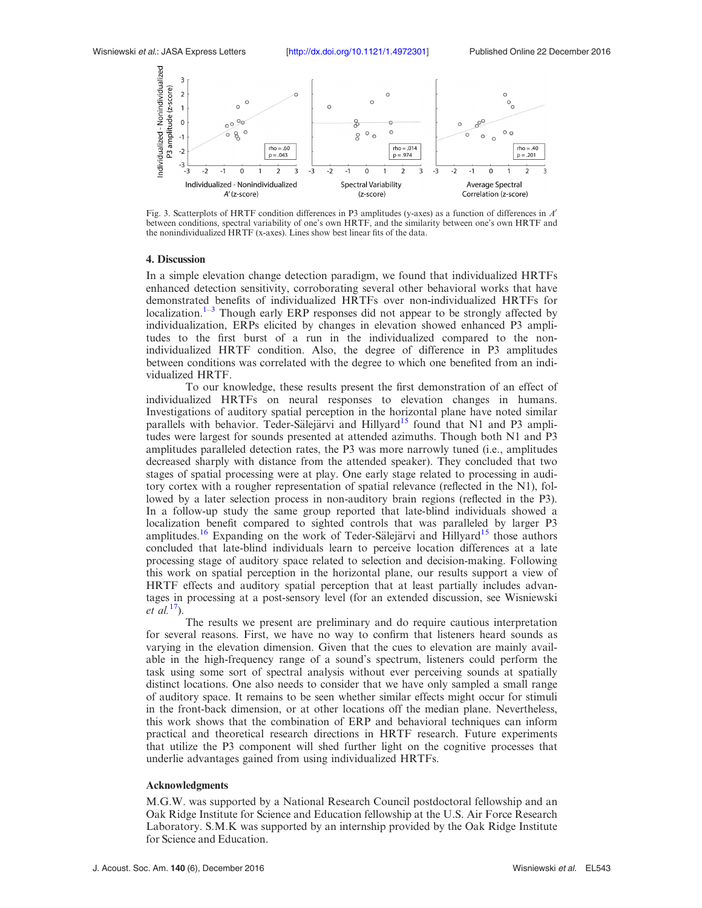Fig. 3. Scatterplots of HRTF condition differences in P3 amplitudes (y-axes) as a function of differences in $A'$ between conditions, spectral variability of one's own HRTF, and the similarity between one's own HRTF and the nonindividualized HRTF (x-axes). Lines show best linear fits of the data.

## 4. Discussion

In a simple elevation change detection paradigm, we found that individualized HRTFs enhanced detection sensitivity, corroborating several other behavioral works that have demonstrated benefits of individualized HRTFs over non-individualized HRTFs for localization.[1–3] Though early ERP responses did not appear to be strongly affected by individualization, ERPs elicited by changes in elevation showed enhanced P3 amplitudes to the first burst of a run in the individualized compared to the non-individualized HRTF condition. Also, the degree of difference in P3 amplitudes between conditions was correlated with the degree to which one benefited from an individualized HRTF.

To our knowledge, these results present the first demonstration of an effect of individualized HRTFs on neural responses to elevation changes in humans. Investigations of auditory spatial perception in the horizontal plane have noted similar parallels with behavior. Teder-Sälejärvi and Hillyard[15] found that N1 and P3 amplitudes were largest for sounds presented at attended azimuths. Though both N1 and P3 amplitudes paralleled detection rates, the P3 was more narrowly tuned (i.e., amplitudes decreased sharply with distance from the attended speaker). They concluded that two stages of spatial processing were at play. One early stage related to processing in auditory cortex with a rougher representation of spatial relevance (reflected in the N1), followed by a later selection process in non-auditory brain regions (reflected in the P3). In a follow-up study the same group reported that late-blind individuals showed a localization benefit compared to sighted controls that was paralleled by larger P3 amplitudes.[16] Expanding on the work of Teder-Sälejärvi and Hillyard[15] those authors concluded that late-blind individuals learn to perceive location differences at a late processing stage of auditory space related to selection and decision-making. Following this work on spatial perception in the horizontal plane, our results support a view of HRTF effects and auditory spatial perception that at least partially includes advantages in processing at a post-sensory level (for an extended discussion, see Wisniewski *et al.*[17]).

The results we present are preliminary and do require cautious interpretation for several reasons. First, we have no way to confirm that listeners heard sounds as varying in the elevation dimension. Given that the cues to elevation are mainly available in the high-frequency range of a sound's spectrum, listeners could perform the task using some sort of spectral analysis without ever perceiving sounds at spatially distinct locations. One also needs to consider that we have only sampled a small range of auditory space. It remains to be seen whether similar effects might occur for stimuli in the front-back dimension, or at other locations off the median plane. Nevertheless, this work shows that the combination of ERP and behavioral techniques can inform practical and theoretical research directions in HRTF research. Future experiments that utilize the P3 component will shed further light on the cognitive processes that underlie advantages gained from using individualized HRTFs.

### Acknowledgments

M.G.W. was supported by a National Research Council postdoctoral fellowship and an Oak Ridge Institute for Science and Education fellowship at the U.S. Air Force Research Laboratory. S.M.K was supported by an internship provided by the Oak Ridge Institute for Science and Education.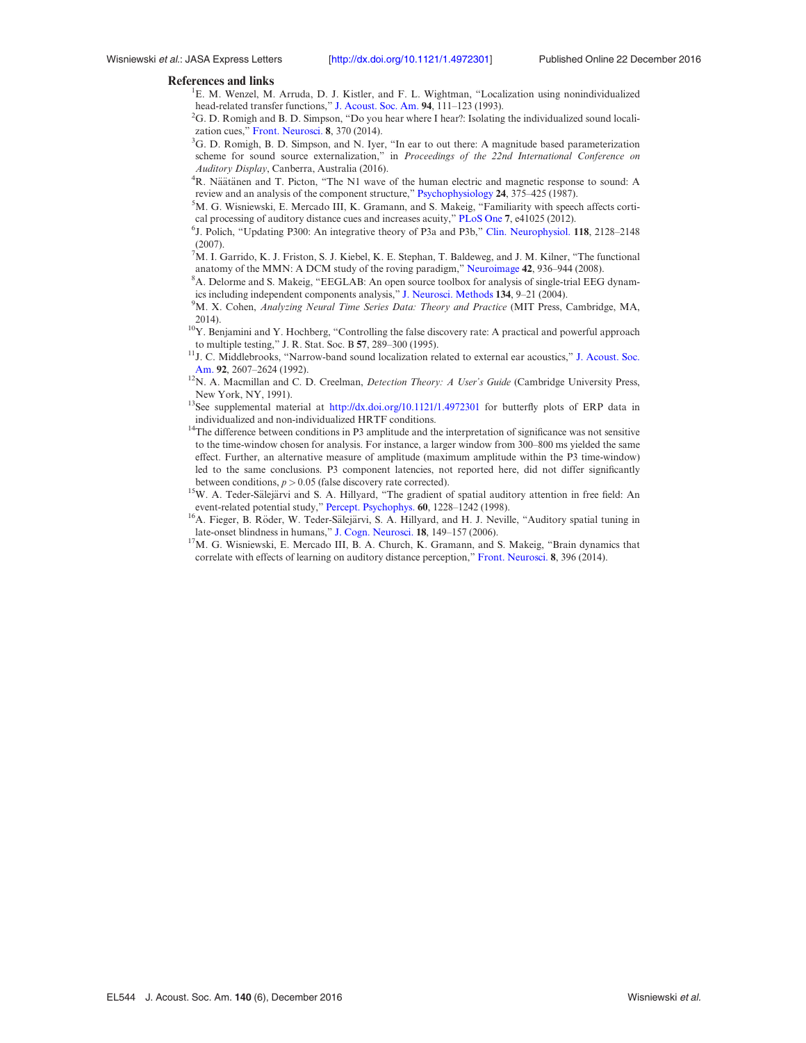## References and links

[1] E. M. Wenzel, M. Arruda, D. J. Kistler, and F. L. Wightman, "Localization using nonindividualized head-related transfer functions," J. Acoust. Soc. Am. **94**, 111–123 (1993).

[2] G. D. Romigh and B. D. Simpson, "Do you hear where I hear?: Isolating the individualized sound localization cues," Front. Neurosci. **8**, 370 (2014).

[3] G. D. Romigh, B. D. Simpson, and N. Iyer, "In ear to out there: A magnitude based parameterization scheme for sound source externalization," in *Proceedings of the 22nd International Conference on Auditory Display*, Canberra, Australia (2016).

[4] R. Näätänen and T. Picton, "The N1 wave of the human electric and magnetic response to sound: A review and an analysis of the component structure," Psychophysiology **24**, 375–425 (1987).

[5] M. G. Wisniewski, E. Mercado III, K. Gramann, and S. Makeig, "Familiarity with speech affects cortical processing of auditory distance cues and increases acuity," PLoS One **7**, e41025 (2012).

[6] J. Polich, "Updating P300: An integrative theory of P3a and P3b," Clin. Neurophysiol. **118**, 2128–2148 (2007).

[7] M. I. Garrido, K. J. Friston, S. J. Kiebel, K. E. Stephan, T. Baldeweg, and J. M. Kilner, "The functional anatomy of the MMN: A DCM study of the roving paradigm," Neuroimage **42**, 936–944 (2008).

[8] A. Delorme and S. Makeig, "EEGLAB: An open source toolbox for analysis of single-trial EEG dynamics including independent components analysis," J. Neurosci. Methods **134**, 9–21 (2004).

[9] M. X. Cohen, *Analyzing Neural Time Series Data: Theory and Practice* (MIT Press, Cambridge, MA, 2014).

[10] Y. Benjamini and Y. Hochberg, "Controlling the false discovery rate: A practical and powerful approach to multiple testing," J. R. Stat. Soc. B **57**, 289–300 (1995).

[11] J. C. Middlebrooks, "Narrow-band sound localization related to external ear acoustics," J. Acoust. Soc. Am. **92**, 2607–2624 (1992).

[12] N. A. Macmillan and C. D. Creelman, *Detection Theory: A User's Guide* (Cambridge University Press, New York, NY, 1991).

[13] See supplemental material at http://dx.doi.org/10.1121/1.4972301 for butterfly plots of ERP data in individualized and non-individualized HRTF conditions.

[14] The difference between conditions in P3 amplitude and the interpretation of significance was not sensitive to the time-window chosen for analysis. For instance, a larger window from 300–800 ms yielded the same effect. Further, an alternative measure of amplitude (maximum amplitude within the P3 time-window) led to the same conclusions. P3 component latencies, not reported here, did not differ significantly between conditions, $p > 0.05$ (false discovery rate corrected).

[15] W. A. Teder-Sälejärvi and S. A. Hillyard, "The gradient of spatial auditory attention in free field: An event-related potential study," Percept. Psychophys. **60**, 1228–1242 (1998).

[16] A. Fieger, B. Röder, W. Teder-Sälejärvi, S. A. Hillyard, and H. J. Neville, "Auditory spatial tuning in late-onset blindness in humans," J. Cogn. Neurosci. **18**, 149–157 (2006).

[17] M. G. Wisniewski, E. Mercado III, B. A. Church, K. Gramann, and S. Makeig, "Brain dynamics that correlate with effects of learning on auditory distance perception," Front. Neurosci. **8**, 396 (2014).